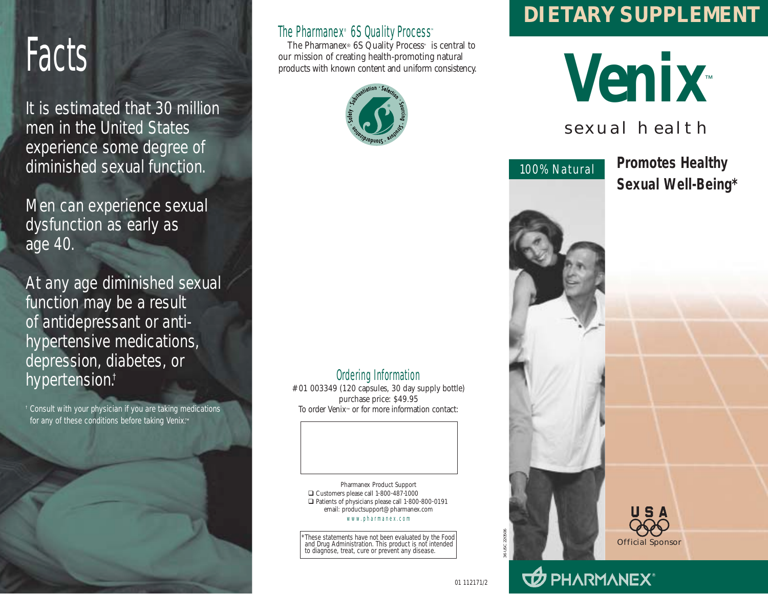# Facts

It is estimated that 30 million men in the United States experience some degree of diminished sexual function.

Men can experience sexual dysfunction as early as age 40.

At any age diminished sexual function may be a result of antidepressant or anti-hypertensive medications, depression, diabetes, or hypertension.†

† Consult with your physician if you are taking medications for any of these conditions before taking Venix.™

## The Pharmanex® 6S Quality Process™

The Pharmanex® 6S Quality Process™ is central to our mission of creating health-promoting natural products with known content and uniform consistency.

Substantiation · Selection · Sourcing · Structure · Standardization · Safety

## Ordering Information

#01 003349 (120 capsules, 30 day supply bottle)
purchase price: $49.95
To order Venix™ or for more information contact:

Pharmanex Product Support
❑ Customers please call 1-800-487-1000
❑ Patients of physicians please call 1-800-800-0191
email: productsupport@pharmanex.com
www.pharmanex.com

*These statements have not been evaluated by the Food and Drug Administration. This product is not intended to diagnose, treat, cure or prevent any disease.

01 112171/2

36 USC 220506

# DIETARY SUPPLEMENT

# Venix™

sexual health

100% Natural

**Promotes Healthy Sexual Well-Being***

USA
Official Sponsor

PHARMANEX®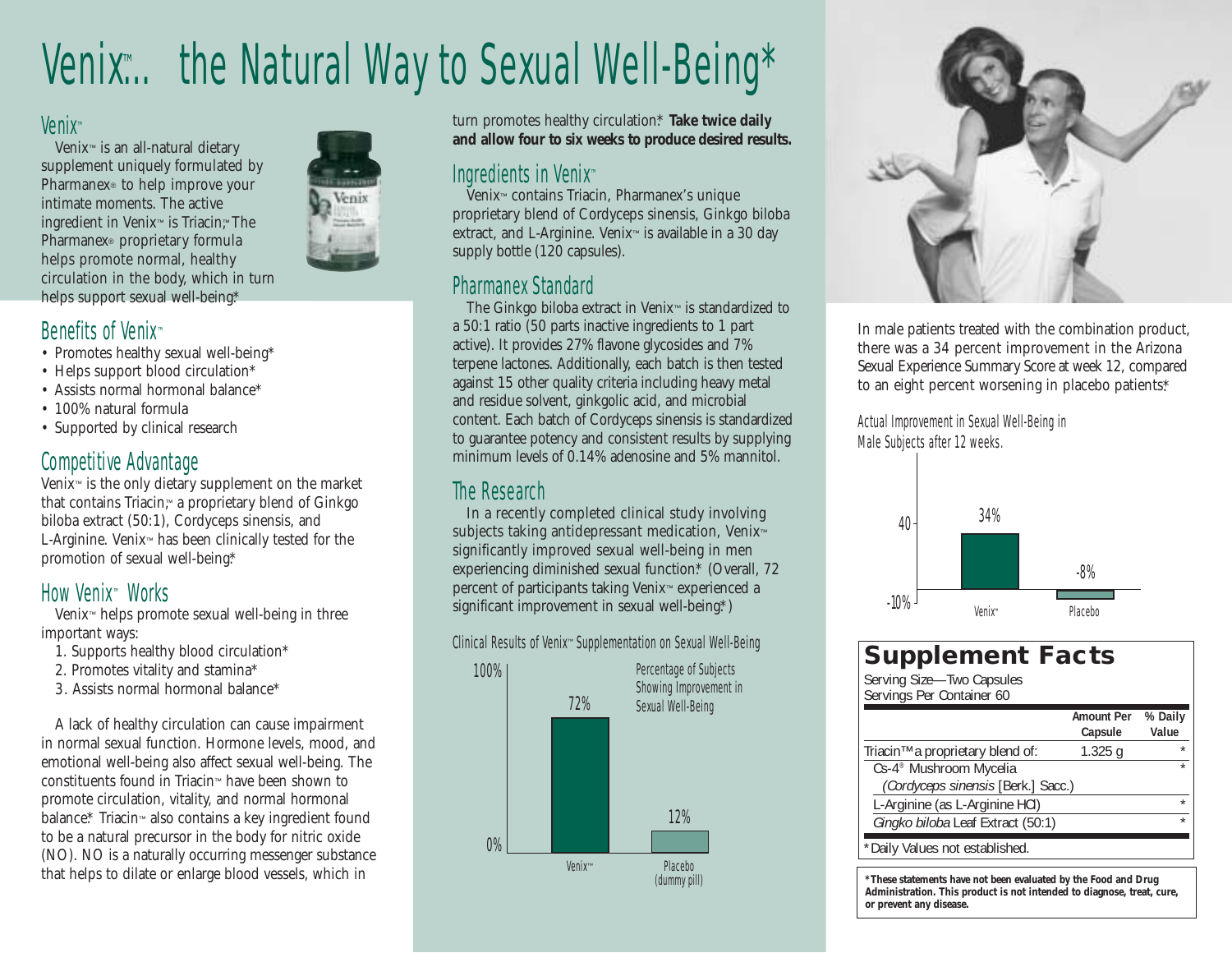# Venix™... the Natural Way to Sexual Well-Being*

## Venix™

Venix™ is an all-natural dietary supplement uniquely formulated by Pharmanex® to help improve your intimate moments. The active ingredient in Venix™ is Triacin;™ The Pharmanex® proprietary formula helps promote normal, healthy circulation in the body, which in turn helps support sexual well-being.*

## Benefits of Venix™

- Promotes healthy sexual well-being*
- Helps support blood circulation*
- Assists normal hormonal balance*
- 100% natural formula
- Supported by clinical research

## Competitive Advantage

Venix™ is the only dietary supplement on the market that contains Triacin;™ a proprietary blend of Ginkgo biloba extract (50:1), Cordyceps sinensis, and L-Arginine. Venix™ has been clinically tested for the promotion of sexual well-being.*

## How Venix™ Works

Venix™ helps promote sexual well-being in three important ways:

1. Supports healthy blood circulation*
2. Promotes vitality and stamina*
3. Assists normal hormonal balance*

A lack of healthy circulation can cause impairment in normal sexual function. Hormone levels, mood, and emotional well-being also affect sexual well-being. The constituents found in Triacin™ have been shown to promote circulation, vitality, and normal hormonal balance.* Triacin™ also contains a key ingredient found to be a natural precursor in the body for nitric oxide (NO). NO is a naturally occurring messenger substance that helps to dilate or enlarge blood vessels, which in turn promotes healthy circulation.* **Take twice daily and allow four to six weeks to produce desired results.**

## Ingredients in Venix™

Venix™ contains Triacin, Pharmanex's unique proprietary blend of Cordyceps sinensis, Ginkgo biloba extract, and L-Arginine. Venix™ is available in a 30 day supply bottle (120 capsules).

## Pharmanex Standard

The Ginkgo biloba extract in Venix™ is standardized to a 50:1 ratio (50 parts inactive ingredients to 1 part active). It provides 27% flavone glycosides and 7% terpene lactones. Additionally, each batch is then tested against 15 other quality criteria including heavy metal and residue solvent, ginkgolic acid, and microbial content. Each batch of Cordyceps sinensis is standardized to guarantee potency and consistent results by supplying minimum levels of 0.14% adenosine and 5% mannitol.

## The Research

In a recently completed clinical study involving subjects taking antidepressant medication, Venix™ significantly improved sexual well-being in men experiencing diminished sexual function.* (Overall, 72 percent of participants taking Venix™ experienced a significant improvement in sexual well-being.*)

Clinical Results of Venix™ Supplementation on Sexual Well-Being

Percentage of Subjects Showing Improvement in Sexual Well-Being

100%

0%

72%

12%

Venix™

Placebo (dummy pill)

In male patients treated with the combination product, there was a 34 percent improvement in the Arizona Sexual Experience Summary Score at week 12, compared to an eight percent worsening in placebo patients.*

Actual Improvement in Sexual Well-Being in Male Subjects after 12 weeks.

40

-10%

34%

-8%

Venix™

Placebo

## Supplement Facts

Serving Size—Two Capsules
Servings Per Container 60

| | Amount Per Capsule | % Daily Value |
|---|---|---|
| Triacin™ a proprietary blend of: | 1.325 g | * |
| Cs-4® Mushroom Mycelia *(Cordyceps sinensis* [Berk.] Sacc.) | | * |
| L-Arginine (as L-Arginine HCl) | | * |
| *Gingko biloba* Leaf Extract (50:1) | | * |

*Daily Values not established.

**\*These statements have not been evaluated by the Food and Drug Administration. This product is not intended to diagnose, treat, cure, or prevent any disease.**